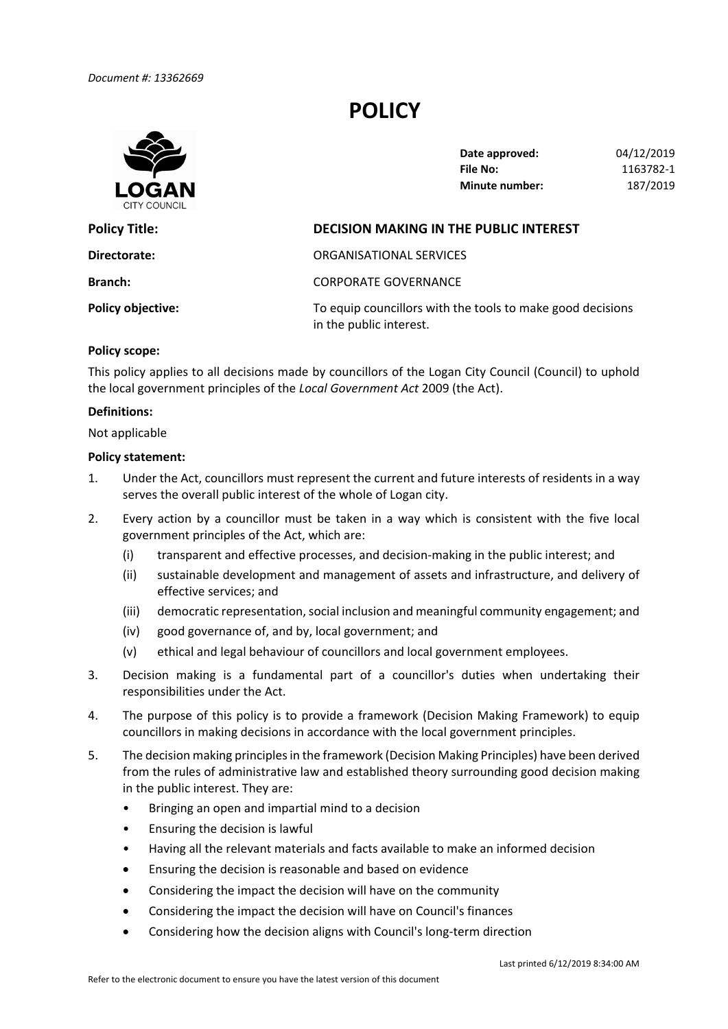*Document #: 13362669*

# POLICY

LOGAN CITY COUNCIL

| | |
|---|---|
| **Date approved:** | 04/12/2019 |
| **File No:** | 1163782-1 |
| **Minute number:** | 187/2019 |

| | |
|---|---|
| **Policy Title:** | **DECISION MAKING IN THE PUBLIC INTEREST** |
| **Directorate:** | ORGANISATIONAL SERVICES |
| **Branch:** | CORPORATE GOVERNANCE |
| **Policy objective:** | To equip councillors with the tools to make good decisions in the public interest. |

**Policy scope:**

This policy applies to all decisions made by councillors of the Logan City Council (Council) to uphold the local government principles of the *Local Government Act* 2009 (the Act).

**Definitions:**

Not applicable

**Policy statement:**

1. Under the Act, councillors must represent the current and future interests of residents in a way serves the overall public interest of the whole of Logan city.
2. Every action by a councillor must be taken in a way which is consistent with the five local government principles of the Act, which are:
   (i) transparent and effective processes, and decision-making in the public interest; and
   (ii) sustainable development and management of assets and infrastructure, and delivery of effective services; and
   (iii) democratic representation, social inclusion and meaningful community engagement; and
   (iv) good governance of, and by, local government; and
   (v) ethical and legal behaviour of councillors and local government employees.
3. Decision making is a fundamental part of a councillor's duties when undertaking their responsibilities under the Act.
4. The purpose of this policy is to provide a framework (Decision Making Framework) to equip councillors in making decisions in accordance with the local government principles.
5. The decision making principles in the framework (Decision Making Principles) have been derived from the rules of administrative law and established theory surrounding good decision making in the public interest. They are:
   - Bringing an open and impartial mind to a decision
   - Ensuring the decision is lawful
   - Having all the relevant materials and facts available to make an informed decision
   - Ensuring the decision is reasonable and based on evidence
   - Considering the impact the decision will have on the community
   - Considering the impact the decision will have on Council's finances
   - Considering how the decision aligns with Council's long-term direction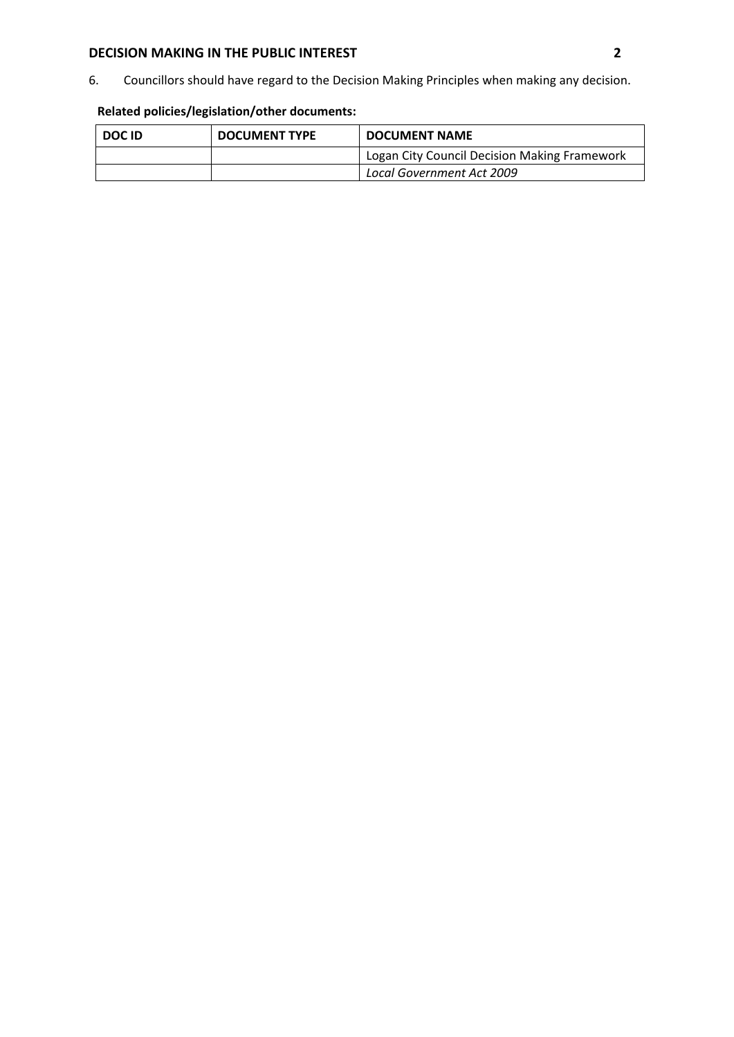6. Councillors should have regard to the Decision Making Principles when making any decision.

**Related policies/legislation/other documents:**

| DOC ID | DOCUMENT TYPE | DOCUMENT NAME |
|---|---|---|
| | | Logan City Council Decision Making Framework |
| | | *Local Government Act 2009* |